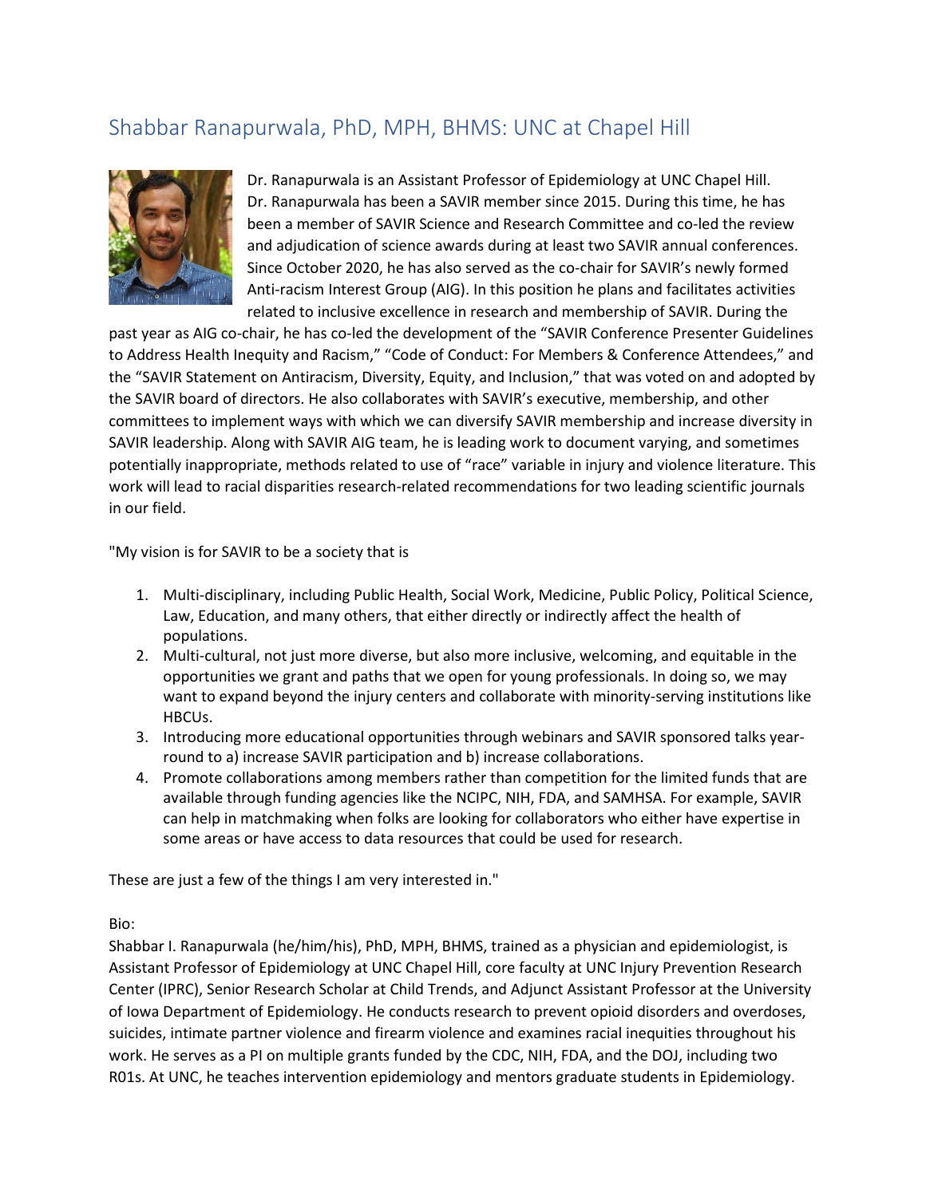## Shabbar Ranapurwala, PhD, MPH, BHMS: UNC at Chapel Hill

Dr. Ranapurwala is an Assistant Professor of Epidemiology at UNC Chapel Hill. Dr. Ranapurwala has been a SAVIR member since 2015. During this time, he has been a member of SAVIR Science and Research Committee and co-led the review and adjudication of science awards during at least two SAVIR annual conferences. Since October 2020, he has also served as the co-chair for SAVIR's newly formed Anti-racism Interest Group (AIG). In this position he plans and facilitates activities related to inclusive excellence in research and membership of SAVIR. During the past year as AIG co-chair, he has co-led the development of the "SAVIR Conference Presenter Guidelines to Address Health Inequity and Racism," "Code of Conduct: For Members & Conference Attendees," and the "SAVIR Statement on Antiracism, Diversity, Equity, and Inclusion," that was voted on and adopted by the SAVIR board of directors. He also collaborates with SAVIR's executive, membership, and other committees to implement ways with which we can diversify SAVIR membership and increase diversity in SAVIR leadership. Along with SAVIR AIG team, he is leading work to document varying, and sometimes potentially inappropriate, methods related to use of "race" variable in injury and violence literature. This work will lead to racial disparities research-related recommendations for two leading scientific journals in our field.

"My vision is for SAVIR to be a society that is

1. Multi-disciplinary, including Public Health, Social Work, Medicine, Public Policy, Political Science, Law, Education, and many others, that either directly or indirectly affect the health of populations.
2. Multi-cultural, not just more diverse, but also more inclusive, welcoming, and equitable in the opportunities we grant and paths that we open for young professionals. In doing so, we may want to expand beyond the injury centers and collaborate with minority-serving institutions like HBCUs.
3. Introducing more educational opportunities through webinars and SAVIR sponsored talks year-round to a) increase SAVIR participation and b) increase collaborations.
4. Promote collaborations among members rather than competition for the limited funds that are available through funding agencies like the NCIPC, NIH, FDA, and SAMHSA. For example, SAVIR can help in matchmaking when folks are looking for collaborators who either have expertise in some areas or have access to data resources that could be used for research.

These are just a few of the things I am very interested in."

Bio:

Shabbar I. Ranapurwala (he/him/his), PhD, MPH, BHMS, trained as a physician and epidemiologist, is Assistant Professor of Epidemiology at UNC Chapel Hill, core faculty at UNC Injury Prevention Research Center (IPRC), Senior Research Scholar at Child Trends, and Adjunct Assistant Professor at the University of Iowa Department of Epidemiology. He conducts research to prevent opioid disorders and overdoses, suicides, intimate partner violence and firearm violence and examines racial inequities throughout his work. He serves as a PI on multiple grants funded by the CDC, NIH, FDA, and the DOJ, including two R01s. At UNC, he teaches intervention epidemiology and mentors graduate students in Epidemiology.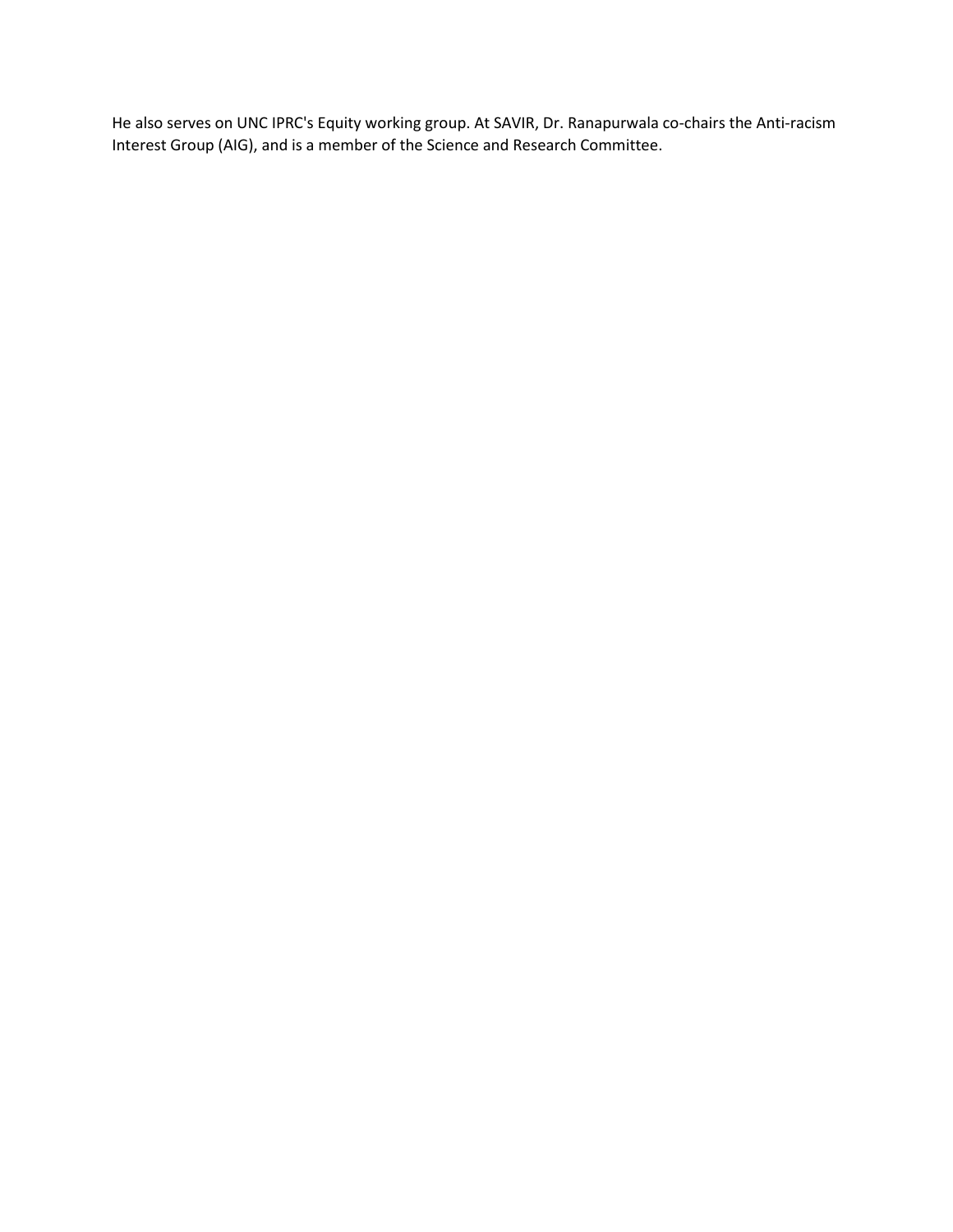He also serves on UNC IPRC's Equity working group. At SAVIR, Dr. Ranapurwala co-chairs the Anti-racism Interest Group (AIG), and is a member of the Science and Research Committee.